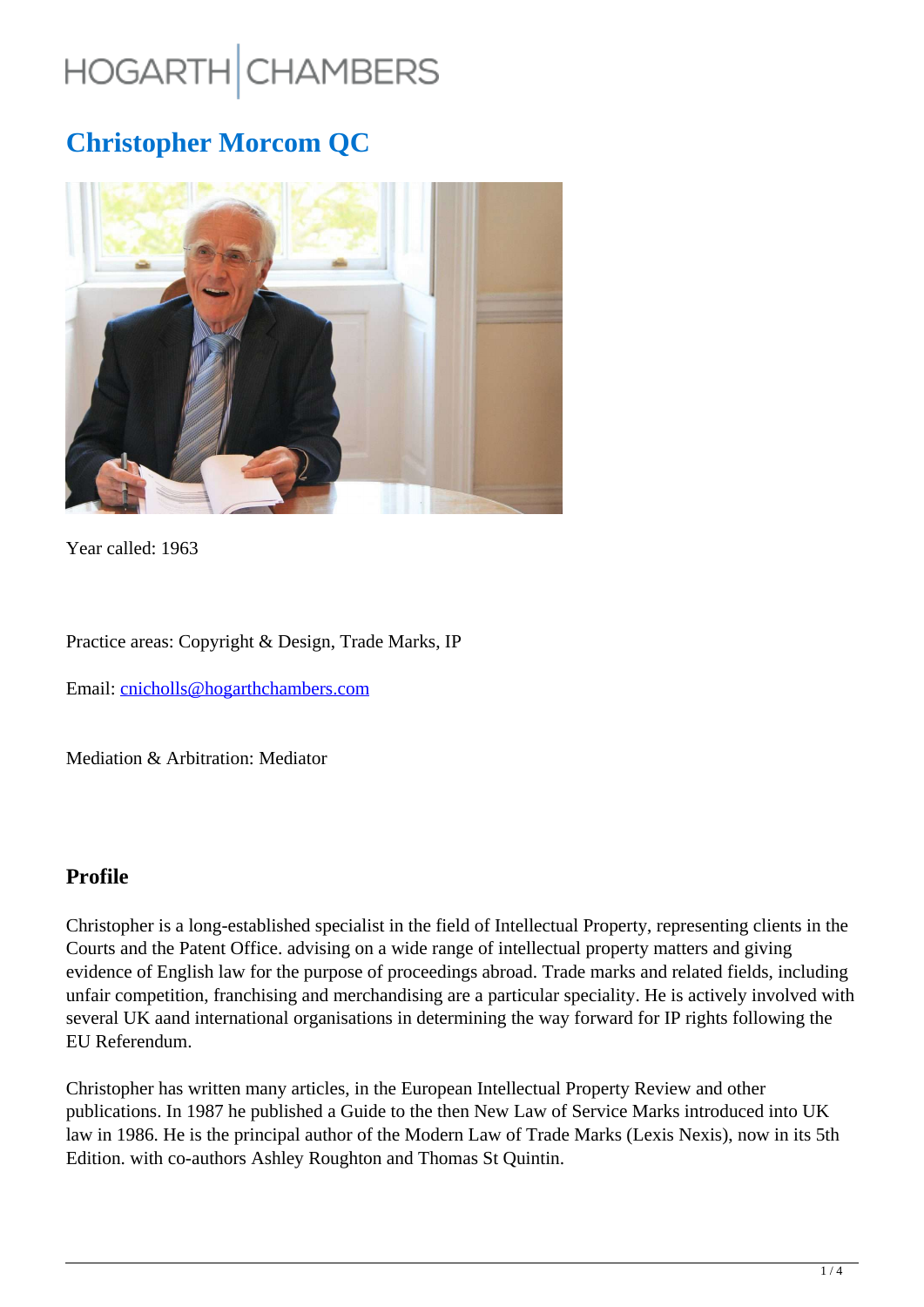HOGARTH CHAMBERS

# Christopher Morcom QC

Year called: 1963

Practice areas: Copyright & Design, Trade Marks, IP

Email: cnicholls@hogarthchambers.com

Mediation & Arbitration: Mediator

## Profile

Christopher is a long-established specialist in the field of Intellectual Property, representing clients in the Courts and the Patent Office. advising on a wide range of intellectual property matters and giving evidence of English law for the purpose of proceedings abroad. Trade marks and related fields, including unfair competition, franchising and merchandising are a particular speciality. He is actively involved with several UK aand international organisations in determining the way forward for IP rights following the EU Referendum.

Christopher has written many articles, in the European Intellectual Property Review and other publications. In 1987 he published a Guide to the then New Law of Service Marks introduced into UK law in 1986. He is the principal author of the Modern Law of Trade Marks (Lexis Nexis), now in its 5th Edition. with co-authors Ashley Roughton and Thomas St Quintin.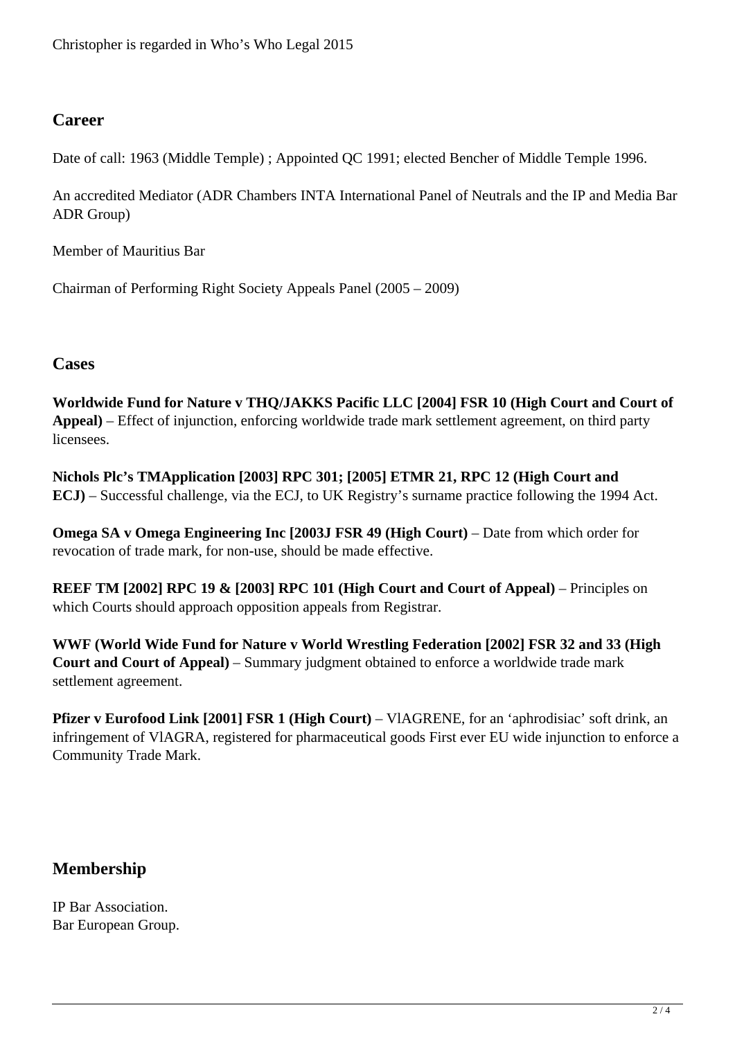Christopher is regarded in Who's Who Legal 2015

## Career

Date of call: 1963 (Middle Temple) ; Appointed QC 1991; elected Bencher of Middle Temple 1996.

An accredited Mediator (ADR Chambers INTA International Panel of Neutrals and the IP and Media Bar ADR Group)

Member of Mauritius Bar

Chairman of Performing Right Society Appeals Panel (2005 – 2009)

## Cases

**Worldwide Fund for Nature v THQ/JAKKS Pacific LLC [2004] FSR 10 (High Court and Court of Appeal)** – Effect of injunction, enforcing worldwide trade mark settlement agreement, on third party licensees.

**Nichols Plc's TMApplication [2003] RPC 301; [2005] ETMR 21, RPC 12 (High Court and ECJ)** – Successful challenge, via the ECJ, to UK Registry's surname practice following the 1994 Act.

**Omega SA v Omega Engineering Inc [2003J FSR 49 (High Court)** – Date from which order for revocation of trade mark, for non-use, should be made effective.

**REEF TM [2002] RPC 19 & [2003] RPC 101 (High Court and Court of Appeal)** – Principles on which Courts should approach opposition appeals from Registrar.

**WWF (World Wide Fund for Nature v World Wrestling Federation [2002] FSR 32 and 33 (High Court and Court of Appeal)** – Summary judgment obtained to enforce a worldwide trade mark settlement agreement.

**Pfizer v Eurofood Link [2001] FSR 1 (High Court)** – VlAGRENE, for an 'aphrodisiac' soft drink, an infringement of VlAGRA, registered for pharmaceutical goods First ever EU wide injunction to enforce a Community Trade Mark.

## Membership

IP Bar Association.
Bar European Group.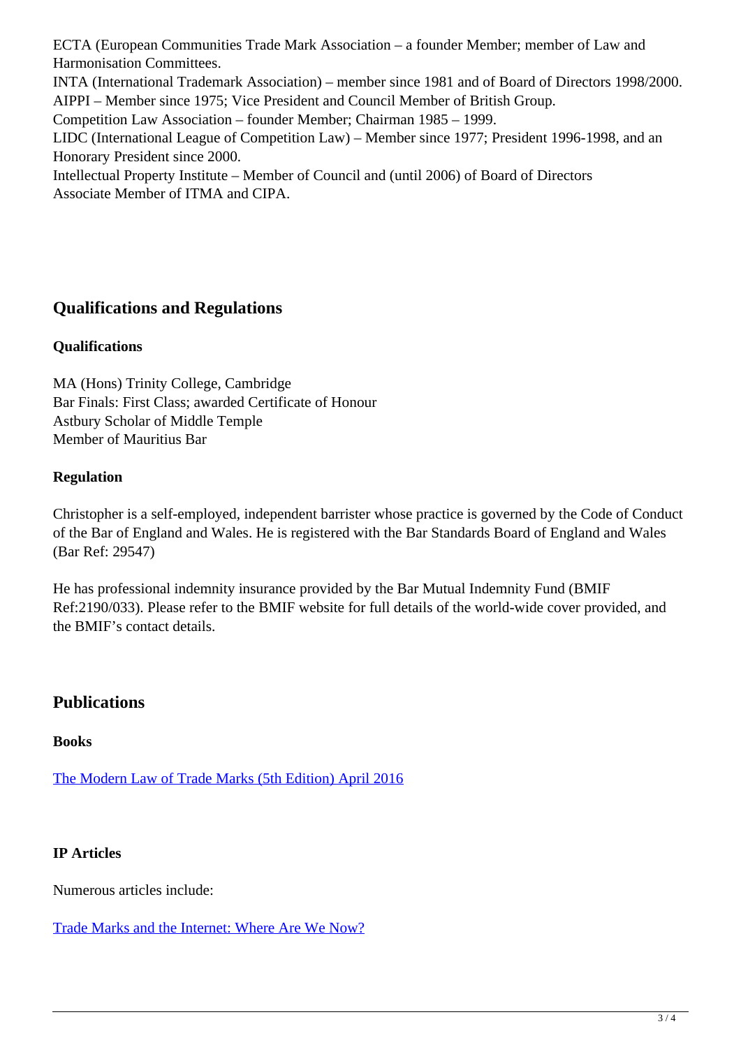ECTA (European Communities Trade Mark Association – a founder Member; member of Law and Harmonisation Committees.
INTA (International Trademark Association) – member since 1981 and of Board of Directors 1998/2000.
AIPPI – Member since 1975; Vice President and Council Member of British Group.
Competition Law Association – founder Member; Chairman 1985 – 1999.
LIDC (International League of Competition Law) – Member since 1977; President 1996-1998, and an Honorary President since 2000.
Intellectual Property Institute – Member of Council and (until 2006) of Board of Directors
Associate Member of ITMA and CIPA.

## Qualifications and Regulations

### Qualifications

MA (Hons) Trinity College, Cambridge
Bar Finals: First Class; awarded Certificate of Honour
Astbury Scholar of Middle Temple
Member of Mauritius Bar

### Regulation

Christopher is a self-employed, independent barrister whose practice is governed by the Code of Conduct of the Bar of England and Wales. He is registered with the Bar Standards Board of England and Wales (Bar Ref: 29547)

He has professional indemnity insurance provided by the Bar Mutual Indemnity Fund (BMIF Ref:2190/033). Please refer to the BMIF website for full details of the world-wide cover provided, and the BMIF's contact details.

## Publications

### Books

The Modern Law of Trade Marks (5th Edition) April 2016

### IP Articles

Numerous articles include:

Trade Marks and the Internet: Where Are We Now?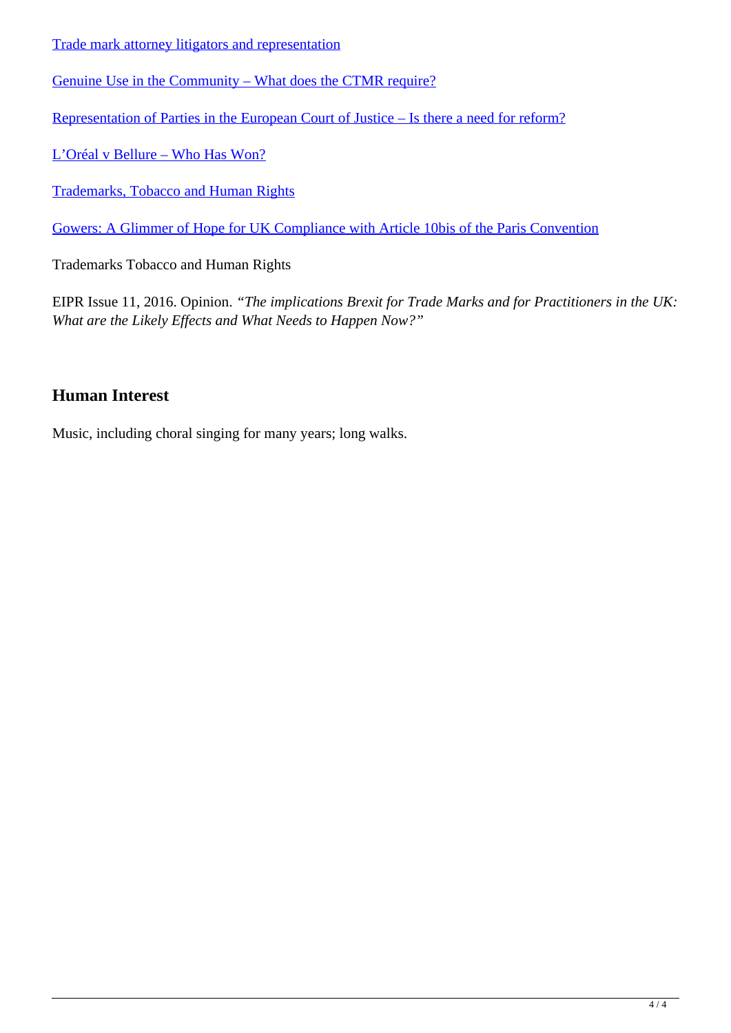Trade mark attorney litigators and representation

Genuine Use in the Community – What does the CTMR require?

Representation of Parties in the European Court of Justice – Is there a need for reform?

L'Oréal v Bellure – Who Has Won?

Trademarks, Tobacco and Human Rights

Gowers: A Glimmer of Hope for UK Compliance with Article 10bis of the Paris Convention

Trademarks Tobacco and Human Rights

EIPR Issue 11, 2016. Opinion. *"The implications Brexit for Trade Marks and for Practitioners in the UK: What are the Likely Effects and What Needs to Happen Now?"*

## Human Interest

Music, including choral singing for many years; long walks.